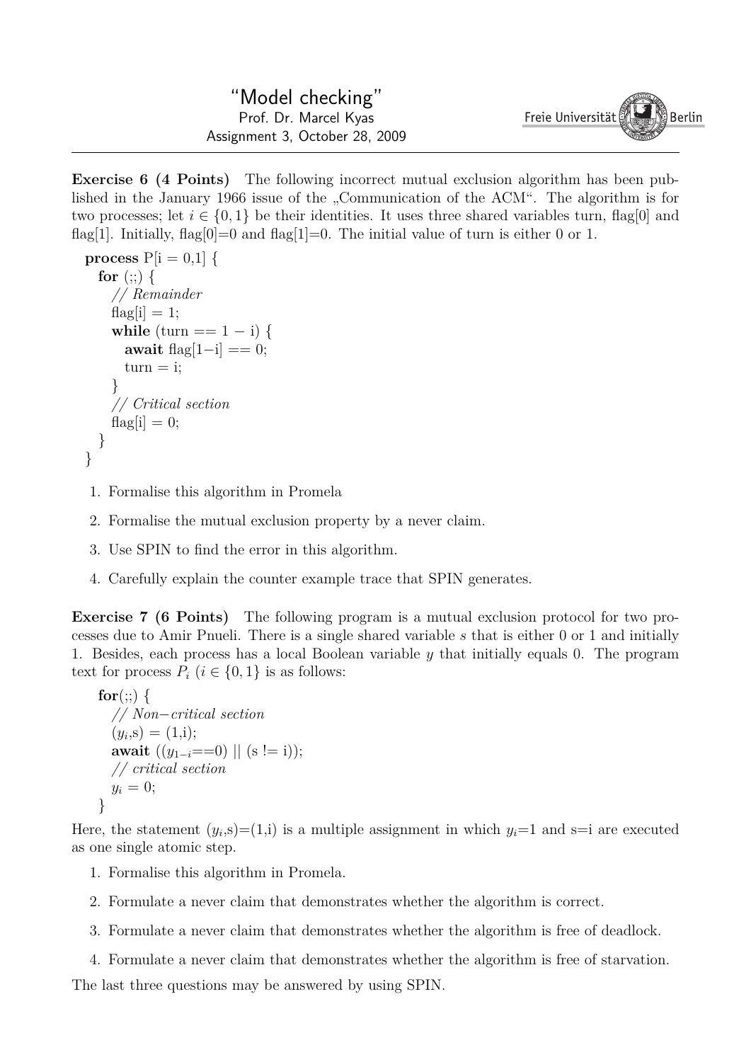# "Model checking"

Prof. Dr. Marcel Kyas

Assignment 3, October 28, 2009

Freie Universität Berlin

---

**Exercise 6 (4 Points)** The following incorrect mutual exclusion algorithm has been published in the January 1966 issue of the „Communication of the ACM". The algorithm is for two processes; let $i \in \{0, 1\}$ be their identities. It uses three shared variables turn, flag[0] and flag[1]. Initially, flag[0]=0 and flag[1]=0. The initial value of turn is either 0 or 1.

```
process P[i = 0,1] {
  for (;;) {
    // Remainder
    flag[i] = 1;
    while (turn == 1 − i) {
      await flag[1−i] == 0;
      turn = i;
    }
    // Critical section
    flag[i] = 0;
  }
}
```

1. Formalise this algorithm in Promela
2. Formalise the mutual exclusion property by a never claim.
3. Use SPIN to find the error in this algorithm.
4. Carefully explain the counter example trace that SPIN generates.

**Exercise 7 (6 Points)** The following program is a mutual exclusion protocol for two processes due to Amir Pnueli. There is a single shared variable $s$ that is either 0 or 1 and initially 1. Besides, each process has a local Boolean variable $y$ that initially equals 0. The program text for process $P_i$ ($i \in \{0, 1\}$ is as follows:

```
for(;;) {
  // Non−critical section
  (y_i,s) = (1,i);
  await ((y_{1−i}==0) || (s != i));
  // critical section
  y_i = 0;
}
```

Here, the statement $(y_i$,s)=(1,i) is a multiple assignment in which $y_i$=1 and s=i are executed as one single atomic step.

1. Formalise this algorithm in Promela.
2. Formulate a never claim that demonstrates whether the algorithm is correct.
3. Formulate a never claim that demonstrates whether the algorithm is free of deadlock.
4. Formulate a never claim that demonstrates whether the algorithm is free of starvation.

The last three questions may be answered by using SPIN.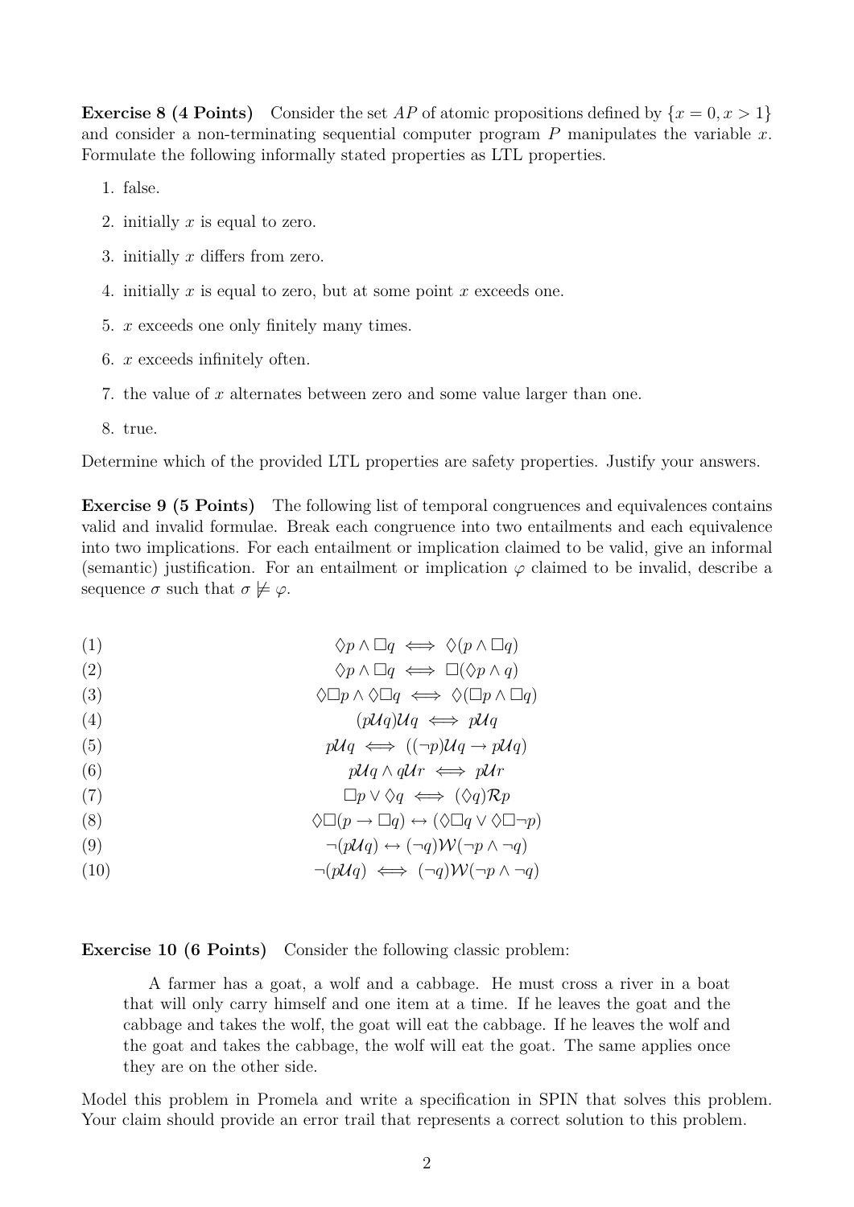**Exercise 8 (4 Points)** Consider the set $AP$ of atomic propositions defined by $\{x = 0, x > 1\}$ and consider a non-terminating sequential computer program $P$ manipulates the variable $x$. Formulate the following informally stated properties as LTL properties.

1. false.
2. initially $x$ is equal to zero.
3. initially $x$ differs from zero.
4. initially $x$ is equal to zero, but at some point $x$ exceeds one.
5. $x$ exceeds one only finitely many times.
6. $x$ exceeds infinitely often.
7. the value of $x$ alternates between zero and some value larger than one.
8. true.

Determine which of the provided LTL properties are safety properties. Justify your answers.

**Exercise 9 (5 Points)** The following list of temporal congruences and equivalences contains valid and invalid formulae. Break each congruence into two entailments and each equivalence into two implications. For each entailment or implication claimed to be valid, give an informal (semantic) justification. For an entailment or implication $\varphi$ claimed to be invalid, describe a sequence $\sigma$ such that $\sigma \not\models \varphi$.

$$
\begin{array}{ll}
(1) & \Diamond p \wedge \Box q \iff \Diamond(p \wedge \Box q) \\
(2) & \Diamond p \wedge \Box q \iff \Box(\Diamond p \wedge q) \\
(3) & \Diamond\Box p \wedge \Diamond\Box q \iff \Diamond(\Box p \wedge \Box q) \\
(4) & (p\mathcal{U}q)\mathcal{U}q \iff p\mathcal{U}q \\
(5) & p\mathcal{U}q \iff ((\neg p)\mathcal{U}q \rightarrow p\mathcal{U}q) \\
(6) & p\mathcal{U}q \wedge q\mathcal{U}r \iff p\mathcal{U}r \\
(7) & \Box p \vee \Diamond q \iff (\Diamond q)\mathcal{R}p \\
(8) & \Diamond\Box(p \rightarrow \Box q) \leftrightarrow (\Diamond\Box q \vee \Diamond\Box\neg p) \\
(9) & \neg(p\mathcal{U}q) \leftrightarrow (\neg q)\mathcal{W}(\neg p \wedge \neg q) \\
(10) & \neg(p\mathcal{U}q) \iff (\neg q)\mathcal{W}(\neg p \wedge \neg q)
\end{array}
$$

**Exercise 10 (6 Points)** Consider the following classic problem:

> A farmer has a goat, a wolf and a cabbage. He must cross a river in a boat that will only carry himself and one item at a time. If he leaves the goat and the cabbage and takes the wolf, the goat will eat the cabbage. If he leaves the wolf and the goat and takes the cabbage, the wolf will eat the goat. The same applies once they are on the other side.

Model this problem in Promela and write a specification in SPIN that solves this problem. Your claim should provide an error trail that represents a correct solution to this problem.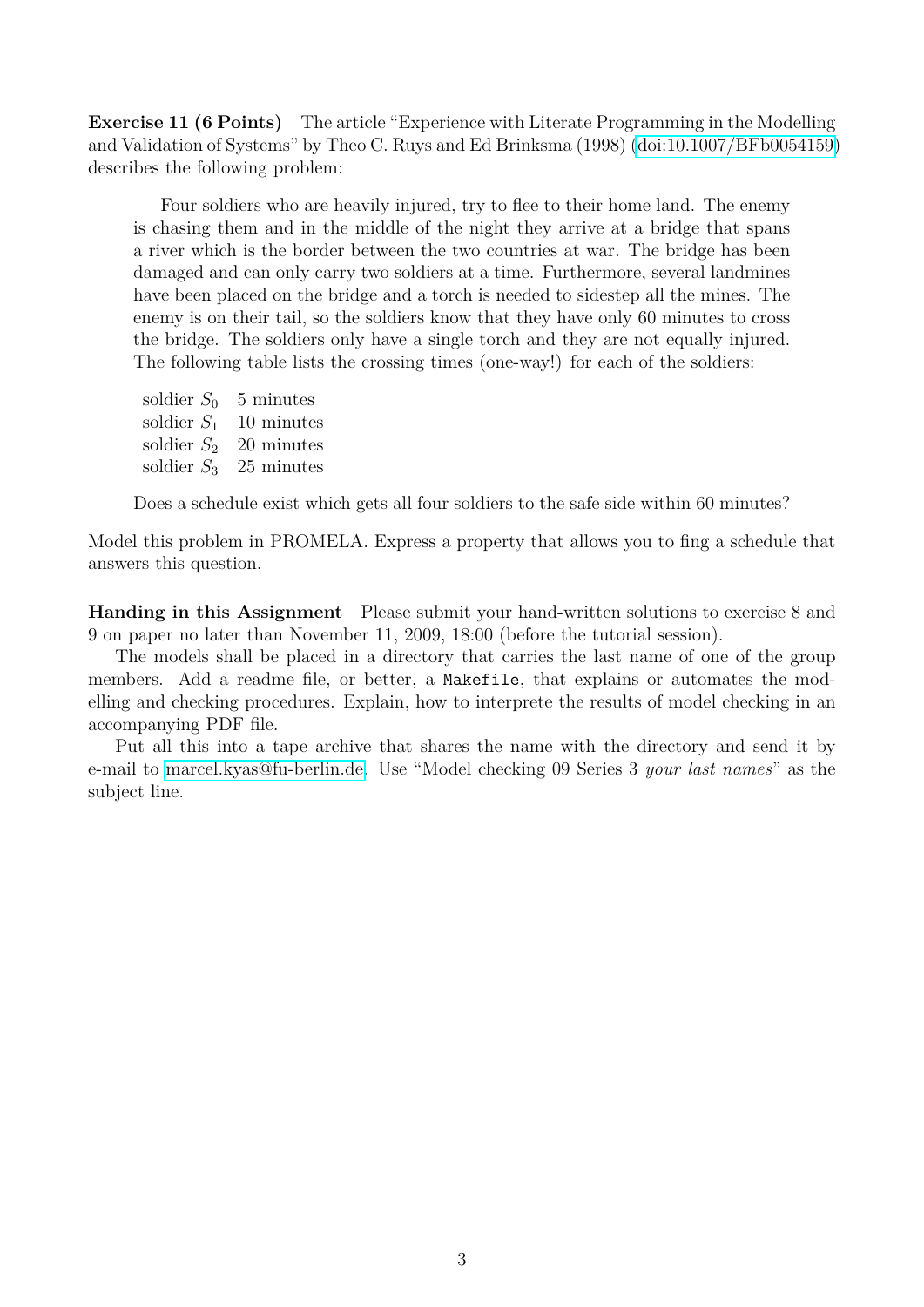**Exercise 11 (6 Points)** The article "Experience with Literate Programming in the Modelling and Validation of Systems" by Theo C. Ruys and Ed Brinksma (1998) (doi:10.1007/BFb0054159) describes the following problem:

> Four soldiers who are heavily injured, try to flee to their home land. The enemy is chasing them and in the middle of the night they arrive at a bridge that spans a river which is the border between the two countries at war. The bridge has been damaged and can only carry two soldiers at a time. Furthermore, several landmines have been placed on the bridge and a torch is needed to sidestep all the mines. The enemy is on their tail, so the soldiers know that they have only 60 minutes to cross the bridge. The soldiers only have a single torch and they are not equally injured. The following table lists the crossing times (one-way!) for each of the soldiers:
>
> | | |
> |---|---|
> | soldier $S_0$ | 5 minutes |
> | soldier $S_1$ | 10 minutes |
> | soldier $S_2$ | 20 minutes |
> | soldier $S_3$ | 25 minutes |
>
> Does a schedule exist which gets all four soldiers to the safe side within 60 minutes?

Model this problem in PROMELA. Express a property that allows you to fing a schedule that answers this question.

**Handing in this Assignment** Please submit your hand-written solutions to exercise 8 and 9 on paper no later than November 11, 2009, 18:00 (before the tutorial session).

The models shall be placed in a directory that carries the last name of one of the group members. Add a readme file, or better, a `Makefile`, that explains or automates the modelling and checking procedures. Explain, how to interprete the results of model checking in an accompanying PDF file.

Put all this into a tape archive that shares the name with the directory and send it by e-mail to marcel.kyas@fu-berlin.de. Use "Model checking 09 Series 3 *your last names*" as the subject line.